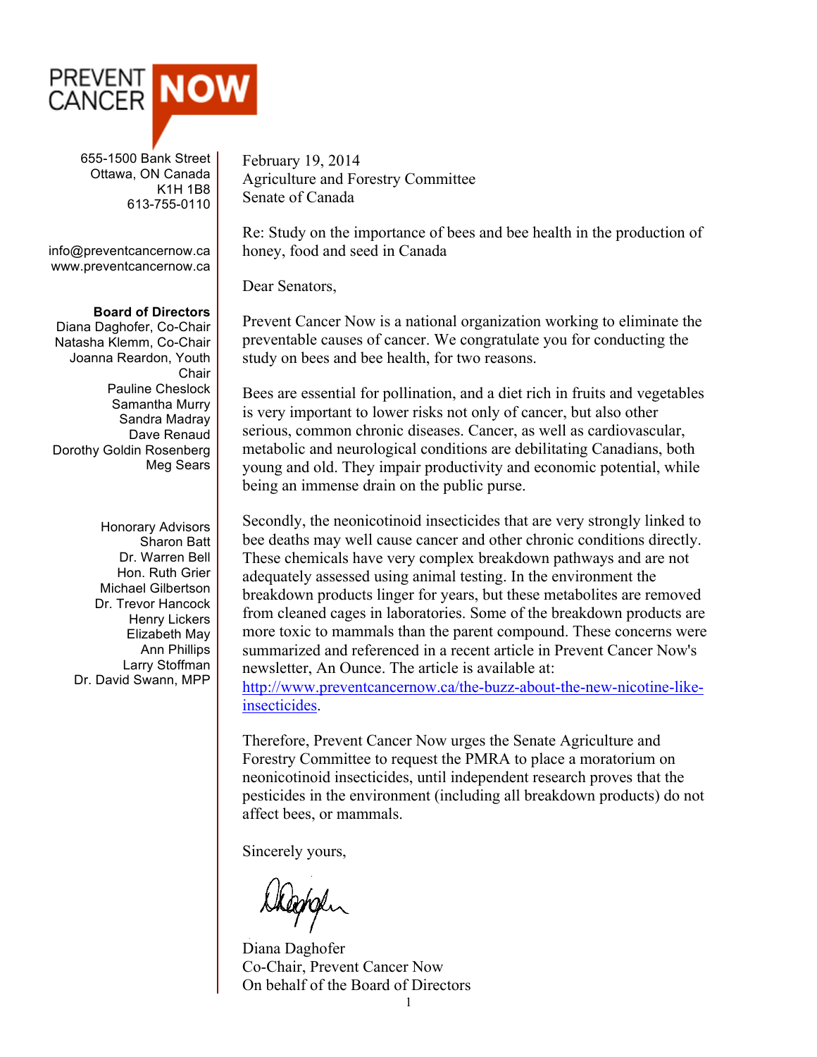# PREVENT CANCER NOW

655-1500 Bank Street
Ottawa, ON Canada
K1H 1B8
613-755-0110

info@preventcancernow.ca
www.preventcancernow.ca

**Board of Directors**
Diana Daghofer, Co-Chair
Natasha Klemm, Co-Chair
Joanna Reardon, Youth Chair
Pauline Cheslock
Samantha Murry
Sandra Madray
Dave Renaud
Dorothy Goldin Rosenberg
Meg Sears

Honorary Advisors
Sharon Batt
Dr. Warren Bell
Hon. Ruth Grier
Michael Gilbertson
Dr. Trevor Hancock
Henry Lickers
Elizabeth May
Ann Phillips
Larry Stoffman
Dr. David Swann, MPP

February 19, 2014
Agriculture and Forestry Committee
Senate of Canada

Re: Study on the importance of bees and bee health in the production of honey, food and seed in Canada

Dear Senators,

Prevent Cancer Now is a national organization working to eliminate the preventable causes of cancer. We congratulate you for conducting the study on bees and bee health, for two reasons.

Bees are essential for pollination, and a diet rich in fruits and vegetables is very important to lower risks not only of cancer, but also other serious, common chronic diseases. Cancer, as well as cardiovascular, metabolic and neurological conditions are debilitating Canadians, both young and old. They impair productivity and economic potential, while being an immense drain on the public purse.

Secondly, the neonicotinoid insecticides that are very strongly linked to bee deaths may well cause cancer and other chronic conditions directly. These chemicals have very complex breakdown pathways and are not adequately assessed using animal testing. In the environment the breakdown products linger for years, but these metabolites are removed from cleaned cages in laboratories. Some of the breakdown products are more toxic to mammals than the parent compound. These concerns were summarized and referenced in a recent article in Prevent Cancer Now's newsletter, An Ounce. The article is available at: [http://www.preventcancernow.ca/the-buzz-about-the-new-nicotine-like-insecticides](http://www.preventcancernow.ca/the-buzz-about-the-new-nicotine-like-insecticides).

Therefore, Prevent Cancer Now urges the Senate Agriculture and Forestry Committee to request the PMRA to place a moratorium on neonicotinoid insecticides, until independent research proves that the pesticides in the environment (including all breakdown products) do not affect bees, or mammals.

Sincerely yours,

Diana Daghofer
Co-Chair, Prevent Cancer Now
On behalf of the Board of Directors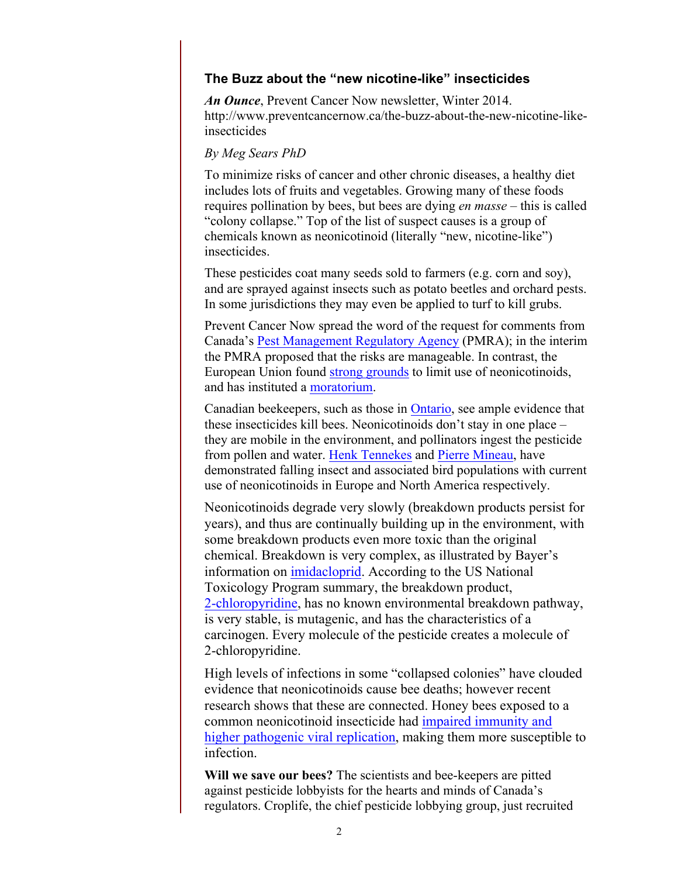### The Buzz about the "new nicotine-like" insecticides

***An Ounce***, Prevent Cancer Now newsletter, Winter 2014. http://www.preventcancernow.ca/the-buzz-about-the-new-nicotine-like-insecticides

*By Meg Sears PhD*

To minimize risks of cancer and other chronic diseases, a healthy diet includes lots of fruits and vegetables. Growing many of these foods requires pollination by bees, but bees are dying *en masse* – this is called "colony collapse." Top of the list of suspect causes is a group of chemicals known as neonicotinoid (literally "new, nicotine-like") insecticides.

These pesticides coat many seeds sold to farmers (e.g. corn and soy), and are sprayed against insects such as potato beetles and orchard pests. In some jurisdictions they may even be applied to turf to kill grubs.

Prevent Cancer Now spread the word of the request for comments from Canada's Pest Management Regulatory Agency (PMRA); in the interim the PMRA proposed that the risks are manageable. In contrast, the European Union found strong grounds to limit use of neonicotinoids, and has instituted a moratorium.

Canadian beekeepers, such as those in Ontario, see ample evidence that these insecticides kill bees. Neonicotinoids don't stay in one place – they are mobile in the environment, and pollinators ingest the pesticide from pollen and water. Henk Tennekes and Pierre Mineau, have demonstrated falling insect and associated bird populations with current use of neonicotinoids in Europe and North America respectively.

Neonicotinoids degrade very slowly (breakdown products persist for years), and thus are continually building up in the environment, with some breakdown products even more toxic than the original chemical. Breakdown is very complex, as illustrated by Bayer's information on imidacloprid. According to the US National Toxicology Program summary, the breakdown product, 2-chloropyridine, has no known environmental breakdown pathway, is very stable, is mutagenic, and has the characteristics of a carcinogen. Every molecule of the pesticide creates a molecule of 2-chloropyridine.

High levels of infections in some "collapsed colonies" have clouded evidence that neonicotinoids cause bee deaths; however recent research shows that these are connected. Honey bees exposed to a common neonicotinoid insecticide had impaired immunity and higher pathogenic viral replication, making them more susceptible to infection.

**Will we save our bees?** The scientists and bee-keepers are pitted against pesticide lobbyists for the hearts and minds of Canada's regulators. Croplife, the chief pesticide lobbying group, just recruited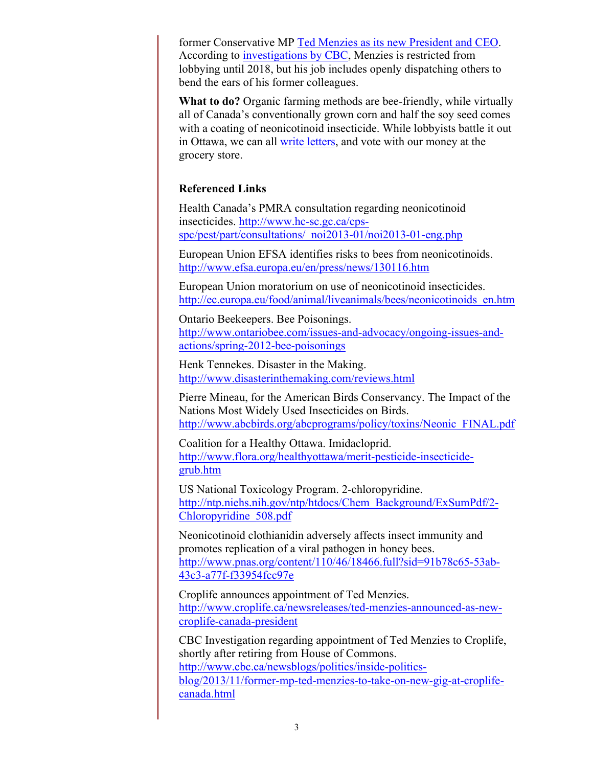former Conservative MP Ted Menzies as its new President and CEO. According to investigations by CBC, Menzies is restricted from lobbying until 2018, but his job includes openly dispatching others to bend the ears of his former colleagues.

**What to do?** Organic farming methods are bee-friendly, while virtually all of Canada's conventionally grown corn and half the soy seed comes with a coating of neonicotinoid insecticide. While lobbyists battle it out in Ottawa, we can all write letters, and vote with our money at the grocery store.

**Referenced Links**

Health Canada's PMRA consultation regarding neonicotinoid insecticides. http://www.hc-sc.gc.ca/cps-spc/pest/part/consultations/_noi2013-01/noi2013-01-eng.php

European Union EFSA identifies risks to bees from neonicotinoids. http://www.efsa.europa.eu/en/press/news/130116.htm

European Union moratorium on use of neonicotinoid insecticides. http://ec.europa.eu/food/animal/liveanimals/bees/neonicotinoids_en.htm

Ontario Beekeepers. Bee Poisonings. http://www.ontariobee.com/issues-and-advocacy/ongoing-issues-and-actions/spring-2012-bee-poisonings

Henk Tennekes. Disaster in the Making. http://www.disasterinthemaking.com/reviews.html

Pierre Mineau, for the American Birds Conservancy. The Impact of the Nations Most Widely Used Insecticides on Birds. http://www.abcbirds.org/abcprograms/policy/toxins/Neonic_FINAL.pdf

Coalition for a Healthy Ottawa. Imidacloprid. http://www.flora.org/healthyottawa/merit-pesticide-insecticide-grub.htm

US National Toxicology Program. 2-chloropyridine. http://ntp.niehs.nih.gov/ntp/htdocs/Chem_Background/ExSumPdf/2-Chloropyridine_508.pdf

Neonicotinoid clothianidin adversely affects insect immunity and promotes replication of a viral pathogen in honey bees. http://www.pnas.org/content/110/46/18466.full?sid=91b78c65-53ab-43c3-a77f-f33954fcc97e

Croplife announces appointment of Ted Menzies. http://www.croplife.ca/newsreleases/ted-menzies-announced-as-new-croplife-canada-president

CBC Investigation regarding appointment of Ted Menzies to Croplife, shortly after retiring from House of Commons. http://www.cbc.ca/newsblogs/politics/inside-politics-blog/2013/11/former-mp-ted-menzies-to-take-on-new-gig-at-croplife-canada.html